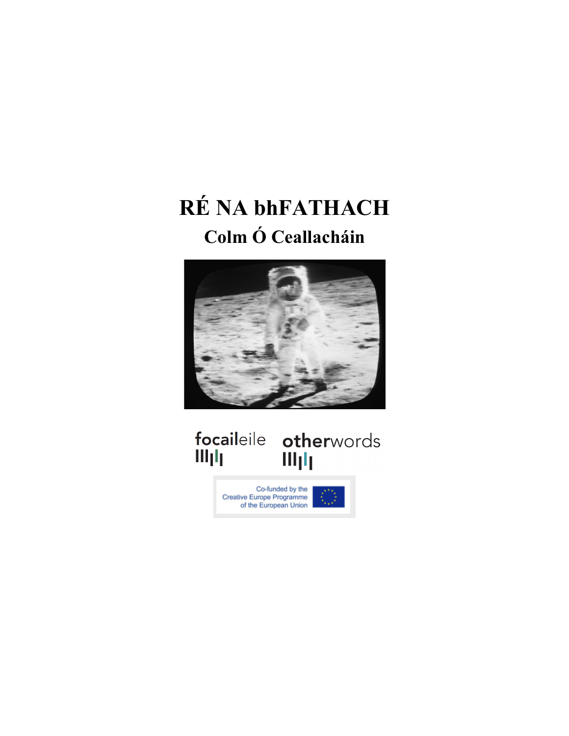# RÉ NA bhFATHACH

## Colm Ó Ceallacháin

focaileile

otherwords

Co-funded by the Creative Europe Programme of the European Union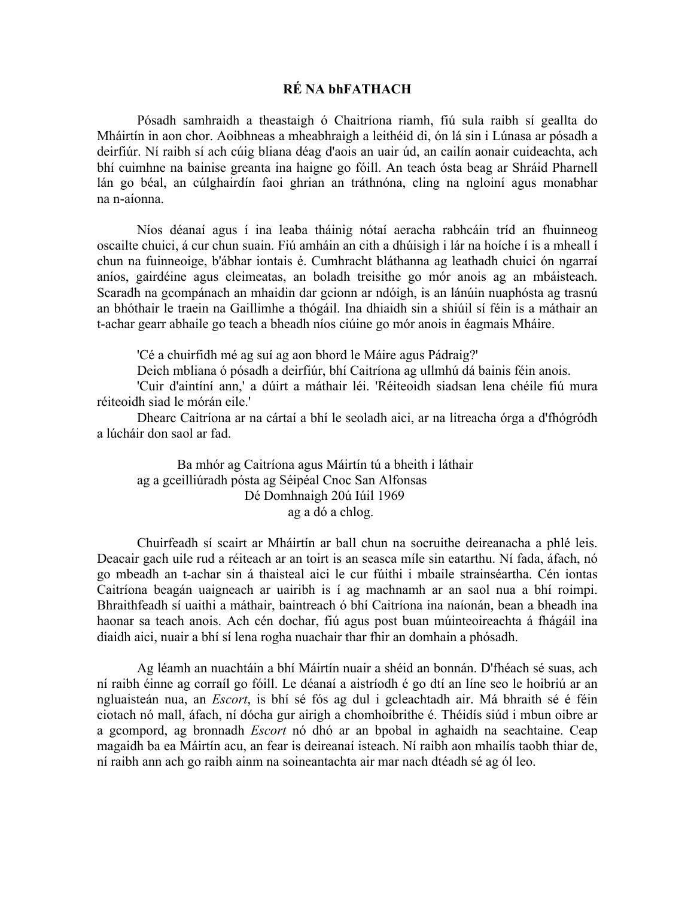**RÉ NA bhFATHACH**

Pósadh samhraidh a theastaigh ó Chaitríona riamh, fiú sula raibh sí geallta do Mháirtín in aon chor. Aoibhneas a mheabhraigh a leithéid di, ón lá sin i Lúnasa ar pósadh a deirfiúr. Ní raibh sí ach cúig bliana déag d'aois an uair úd, an cailín aonair cuideachta, ach bhí cuimhne na bainise greanta ina haigne go fóill. An teach ósta beag ar Shráid Pharnell lán go béal, an cúlghairdín faoi ghrian an tráthnóna, cling na ngloiní agus monabhar na n-aíonna.

Níos déanaí agus í ina leaba tháinig nótaí aeracha rabhcáin tríd an fhuinneog oscailte chuici, á cur chun suain. Fiú amháin an cith a dhúisigh i lár na hoíche í is a mheall í chun na fuinneoige, b'ábhar iontais é. Cumhracht bláthanna ag leathadh chuici ón ngarraí aníos, gairdéine agus cleimeatas, an boladh treisithe go mór anois ag an mbáisteach. Scaradh na gcompánach an mhaidin dar gcionn ar ndóigh, is an lánúin nuaphósta ag trasnú an bhóthair le traein na Gaillimhe a thógáil. Ina dhiaidh sin a shiúil sí féin is a máthair an t-achar gearr abhaile go teach a bheadh níos ciúine go mór anois in éagmais Mháire.

'Cé a chuirfidh mé ag suí ag aon bhord le Máire agus Pádraig?'

Deich mbliana ó pósadh a deirfiúr, bhí Caitríona ag ullmhú dá bainis féin anois.

'Cuir d'aintíní ann,' a dúirt a máthair léi. 'Réiteoidh siadsan lena chéile fiú mura réiteoidh siad le mórán eile.'

Dhearc Caitríona ar na cártaí a bhí le seoladh aici, ar na litreacha órga a d'fhógródh a lúcháir don saol ar fad.

> Ba mhór ag Caitríona agus Máirtín tú a bheith i láthair
> ag a gceilliúradh pósta ag Séipéal Cnoc San Alfonsas
> Dé Domhnaigh 20ú Iúil 1969
> ag a dó a chlog.

Chuirfeadh sí scairt ar Mháirtín ar ball chun na socruithe deireanacha a phlé leis. Deacair gach uile rud a réiteach ar an toirt is an seasca míle sin eatarthu. Ní fada, áfach, nó go mbeadh an t-achar sin á thaisteal aici le cur fúithi i mbaile strainséartha. Cén iontas Caitríona beagán uaigneach ar uairibh is í ag machnamh ar an saol nua a bhí roimpi. Bhraithfeadh sí uaithi a máthair, baintreach ó bhí Caitríona ina naíonán, bean a bheadh ina haonar sa teach anois. Ach cén dochar, fiú agus post buan múinteoireachta á fhágáil ina diaidh aici, nuair a bhí sí lena rogha nuachair thar fhir an domhain a phósadh.

Ag léamh an nuachtáin a bhí Máirtín nuair a shéid an bonnán. D'fhéach sé suas, ach ní raibh éinne ag corraíl go fóill. Le déanaí a aistríodh é go dtí an líne seo le hoibriú ar an ngluaisteán nua, an *Escort*, is bhí sé fós ag dul i gcleachtadh air. Má bhraith sé é féin ciotach nó mall, áfach, ní dócha gur airigh a chomhoibrithe é. Théidís siúd i mbun oibre ar a gcompord, ag bronnadh *Escort* nó dhó ar an bpobal in aghaidh na seachtaine. Ceap magaidh ba ea Máirtín acu, an fear is deireanaí isteach. Ní raibh aon mhailís taobh thiar de, ní raibh ann ach go raibh ainm na soineantachta air mar nach dtéadh sé ag ól leo.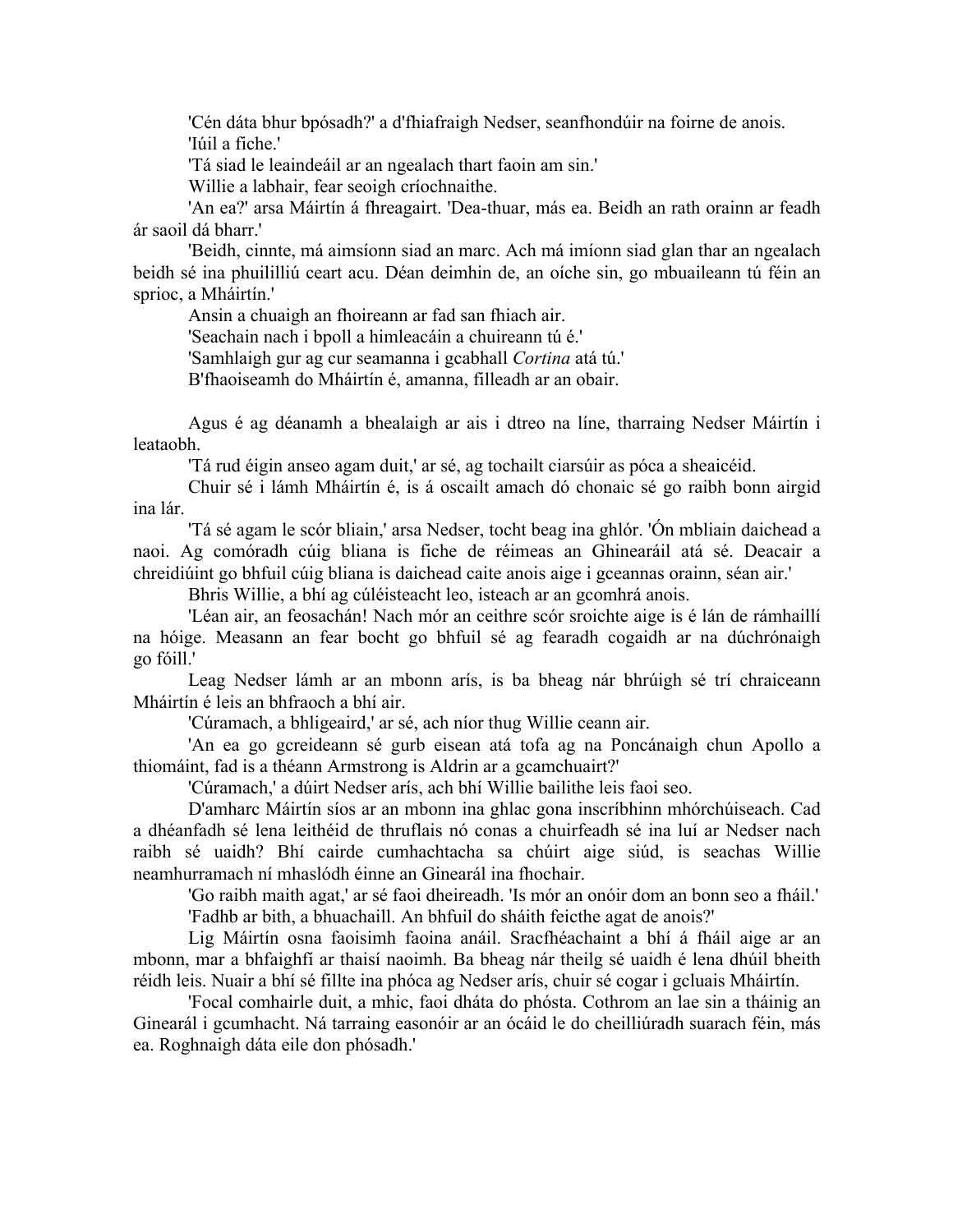'Cén dáta bhur bpósadh?' a d'fhiafraigh Nedser, seanfhondúir na foirne de anois.

'Iúil a fiche.'

'Tá siad le leaindeáil ar an ngealach thart faoin am sin.'

Willie a labhair, fear seoigh críochnaithe.

'An ea?' arsa Máirtín á fhreagairt. 'Dea-thuar, más ea. Beidh an rath orainn ar feadh ár saoil dá bharr.'

'Beidh, cinnte, má aimsíonn siad an marc. Ach má imíonn siad glan thar an ngealach beidh sé ina phuililliú ceart acu. Déan deimhin de, an oíche sin, go mbuaileann tú féin an sprioc, a Mháirtín.'

Ansin a chuaigh an fhoireann ar fad san fhiach air.

'Seachain nach i bpoll a himleacáin a chuireann tú é.'

'Samhlaigh gur ag cur seamanna i gcabhall *Cortina* atá tú.'

B'fhaoiseamh do Mháirtín é, amanna, filleadh ar an obair.

Agus é ag déanamh a bhealaigh ar ais i dtreo na líne, tharraing Nedser Máirtín i leataobh.

'Tá rud éigin anseo agam duit,' ar sé, ag tochailt ciarsúir as póca a sheaicéid.

Chuir sé i lámh Mháirtín é, is á oscailt amach dó chonaic sé go raibh bonn airgid ina lár.

'Tá sé agam le scór bliain,' arsa Nedser, tocht beag ina ghlór. 'Ón mbliain daichead a naoi. Ag comóradh cúig bliana is fiche de réimeas an Ghinearáil atá sé. Deacair a chreidiúint go bhfuil cúig bliana is daichead caite anois aige i gceannas orainn, séan air.'

Bhris Willie, a bhí ag cúléisteacht leo, isteach ar an gcomhrá anois.

'Léan air, an feosachán! Nach mór an ceithre scór sroichte aige is é lán de rámhaillí na hóige. Measann an fear bocht go bhfuil sé ag fearadh cogaidh ar na dúchrónaigh go fóill.'

Leag Nedser lámh ar an mbonn arís, is ba bheag nár bhrúigh sé trí chraiceann Mháirtín é leis an bhfraoch a bhí air.

'Cúramach, a bhligeaird,' ar sé, ach níor thug Willie ceann air.

'An ea go gcreideann sé gurb eisean atá tofa ag na Poncánaigh chun Apollo a thiomáint, fad is a théann Armstrong is Aldrin ar a gcamchuairt?'

'Cúramach,' a dúirt Nedser arís, ach bhí Willie bailithe leis faoi seo.

D'amharc Máirtín síos ar an mbonn ina ghlac gona inscríbhinn mhórchúiseach. Cad a dhéanfadh sé lena leithéid de thruflais nó conas a chuirfeadh sé ina luí ar Nedser nach raibh sé uaidh? Bhí cairde cumhachtacha sa chúirt aige siúd, is seachas Willie neamhurramach ní mhaslódh éinne an Ginearál ina fhochair.

'Go raibh maith agat,' ar sé faoi dheireadh. 'Is mór an onóir dom an bonn seo a fháil.'

'Fadhb ar bith, a bhuachaill. An bhfuil do sháith feicthe agat de anois?'

Lig Máirtín osna faoisimh faoina anáil. Sracfhéachaint a bhí á fháil aige ar an mbonn, mar a bhfaighfí ar thaisí naoimh. Ba bheag nár theilg sé uaidh é lena dhúil bheith réidh leis. Nuair a bhí sé fillte ina phóca ag Nedser arís, chuir sé cogar i gcluais Mháirtín.

'Focal comhairle duit, a mhic, faoi dháta do phósta. Cothrom an lae sin a tháinig an Ginearál i gcumhacht. Ná tarraing easonóir ar an ócáid le do cheilliúradh suarach féin, más ea. Roghnaigh dáta eile don phósadh.'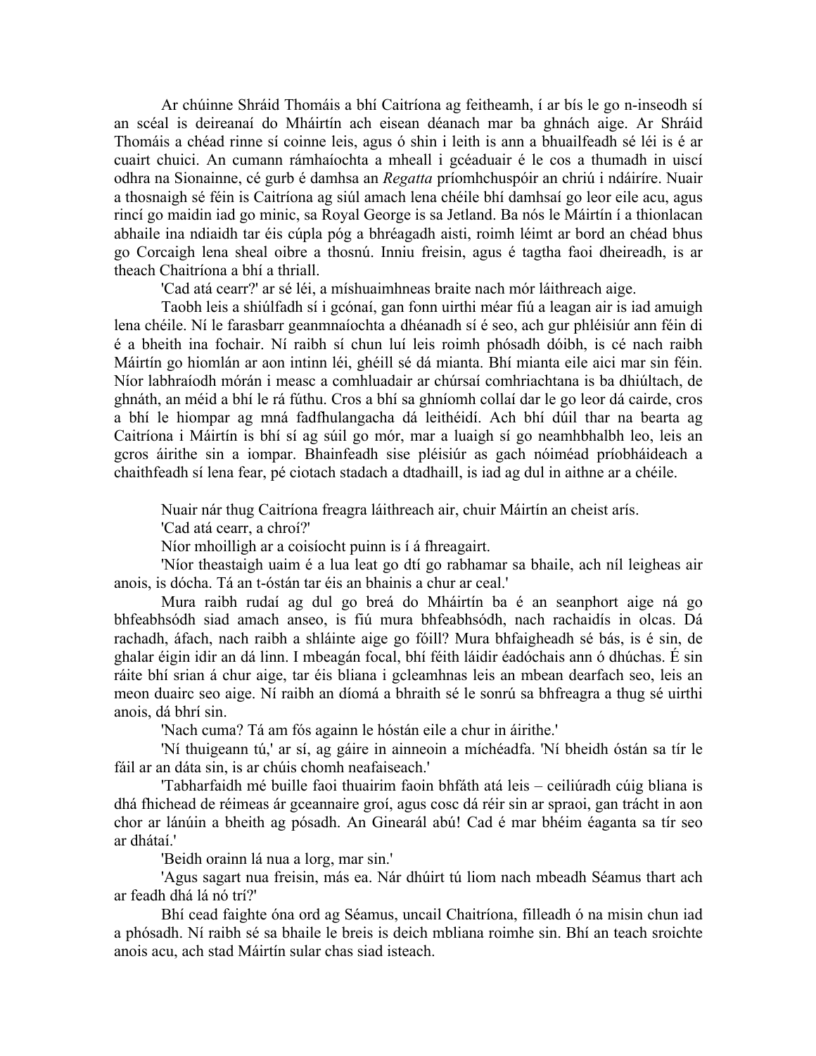Ar chúinne Shráid Thomáis a bhí Caitríona ag feitheamh, í ar bís le go n-inseodh sí an scéal is deireanaí do Mháirtín ach eisean déanach mar ba ghnách aige. Ar Shráid Thomáis a chéad rinne sí coinne leis, agus ó shin i leith is ann a bhuailfeadh sé léi is é ar cuairt chuici. An cumann rámhaíochta a mheall i gcéaduair é le cos a thumadh in uiscí odhra na Sionainne, cé gurb é damhsa an *Regatta* príomhchuspóir an chriú i ndáiríre. Nuair a thosnaigh sé féin is Caitríona ag siúl amach lena chéile bhí damhsaí go leor eile acu, agus rincí go maidin iad go minic, sa Royal George is sa Jetland. Ba nós le Máirtín í a thionlacan abhaile ina ndiaidh tar éis cúpla póg a bhréagadh aisti, roimh léimt ar bord an chéad bhus go Corcaigh lena sheal oibre a thosnú. Inniu freisin, agus é tagtha faoi dheireadh, is ar theach Chaitríona a bhí a thriall.

'Cad atá cearr?' ar sé léi, a míshuaimhneas braite nach mór láithreach aige.

Taobh leis a shiúlfadh sí i gcónaí, gan fonn uirthi méar fiú a leagan air is iad amuigh lena chéile. Ní le farasbarr geanmnaíochta a dhéanadh sí é seo, ach gur phléisiúr ann féin di é a bheith ina fhochair. Ní raibh sí chun luí leis roimh phósadh dóibh, is cé nach raibh Máirtín go hiomlán ar aon intinn léi, ghéill sé dá mianta. Bhí mianta eile aici mar sin féin. Níor labhraíodh mórán i measc a comhluadair ar chúrsaí comhriachtana is ba dhiúltach, de ghnáth, an méid a bhí le rá fúthu. Cros a bhí sa ghníomh collaí dar le go leor dá cairde, cros a bhí le hiompar ag mná fadfhulangacha dá leithéidí. Ach bhí dúil thar na bearta ag Caitríona i Máirtín is bhí sí ag súil go mór, mar a luaigh sí go neamhbhalbh leo, leis an gcros áirithe sin a iompar. Bhainfeadh sise pléisiúr as gach nóiméad príobháideach a chaithfeadh sí lena fear, pé ciotach stadach a dtadhaill, is iad ag dul in aithne ar a chéile.

Nuair nár thug Caitríona freagra láithreach air, chuir Máirtín an cheist arís.

'Cad atá cearr, a chroí?'

Níor mhoilligh ar a coisíocht puinn is í á fhreagairt.

'Níor theastaigh uaim é a lua leat go dtí go rabhamar sa bhaile, ach níl leigheas air anois, is dócha. Tá an t-óstán tar éis an bhainis a chur ar ceal.'

Mura raibh rudaí ag dul go breá do Mháirtín ba é an seanphort aige ná go bhfeabhsódh siad amach anseo, is fiú mura bhfeabhsódh, nach rachaidís in olcas. Dá rachadh, áfach, nach raibh a shláinte aige go fóill? Mura bhfaigheadh sé bás, is é sin, de ghalar éigin idir an dá linn. I mbeagán focal, bhí féith láidir éadóchais ann ó dhúchas. É sin ráite bhí srian á chur aige, tar éis bliana i gcleamhnas leis an mbean dearfach seo, leis an meon duairc seo aige. Ní raibh an díomá a bhraith sé le sonrú sa bhfreagra a thug sé uirthi anois, dá bhrí sin.

'Nach cuma? Tá am fós againn le hóstán eile a chur in áirithe.'

'Ní thuigeann tú,' ar sí, ag gáire in ainneoin a míchéadfa. 'Ní bheidh óstán sa tír le fáil ar an dáta sin, is ar chúis chomh neafaiseach.'

'Tabharfaidh mé buille faoi thuairim faoin bhfáth atá leis – ceiliúradh cúig bliana is dhá fhichead de réimeas ár gceannaire groí, agus cosc dá réir sin ar spraoi, gan trácht in aon chor ar lánúin a bheith ag pósadh. An Ginearál abú! Cad é mar bhéim éaganta sa tír seo ar dhátaí.'

'Beidh orainn lá nua a lorg, mar sin.'

'Agus sagart nua freisin, más ea. Nár dhúirt tú liom nach mbeadh Séamus thart ach ar feadh dhá lá nó trí?'

Bhí cead faighte óna ord ag Séamus, uncail Chaitríona, filleadh ó na misin chun iad a phósadh. Ní raibh sé sa bhaile le breis is deich mbliana roimhe sin. Bhí an teach sroichte anois acu, ach stad Máirtín sular chas siad isteach.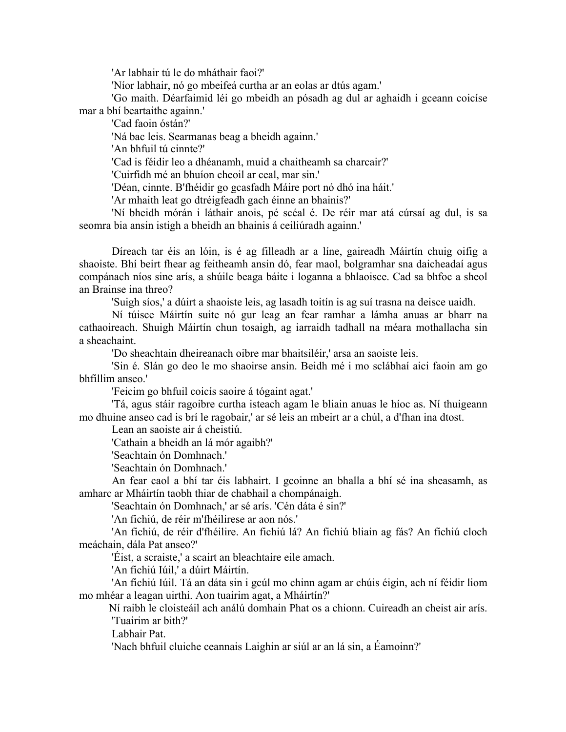'Ar labhair tú le do mháthair faoi?'

'Níor labhair, nó go mbeifeá curtha ar an eolas ar dtús agam.'

'Go maith. Déarfaimid léi go mbeidh an pósadh ag dul ar aghaidh i gceann coicíse mar a bhí beartaithe againn.'

'Cad faoin óstán?'

'Ná bac leis. Searmanas beag a bheidh againn.'

'An bhfuil tú cinnte?'

'Cad is féidir leo a dhéanamh, muid a chaitheamh sa charcair?'

'Cuirfidh mé an bhuíon cheoil ar ceal, mar sin.'

'Déan, cinnte. B'fhéidir go gcasfadh Máire port nó dhó ina háit.'

'Ar mhaith leat go dtréigfeadh gach éinne an bhainis?'

'Ní bheidh mórán i láthair anois, pé scéal é. De réir mar atá cúrsaí ag dul, is sa seomra bia ansin istigh a bheidh an bhainis á ceiliúradh againn.'

Díreach tar éis an lóin, is é ag filleadh ar a líne, gaireadh Máirtín chuig oifig a shaoiste. Bhí beirt fhear ag feitheamh ansin dó, fear maol, bolgramhar sna daicheadaí agus compánach níos sine arís, a shúile beaga báite i loganna a bhlaoisce. Cad sa bhfoc a sheol an Brainse ina threo?

'Suigh síos,' a dúirt a shaoiste leis, ag lasadh toitín is ag suí trasna na deisce uaidh.

Ní túisce Máirtín suite nó gur leag an fear ramhar a lámha anuas ar bharr na cathaoireach. Shuigh Máirtín chun tosaigh, ag iarraidh tadhall na méara mothallacha sin a sheachaint.

'Do sheachtain dheireanach oibre mar bhaitsiléir,' arsa an saoiste leis.

'Sin é. Slán go deo le mo shaoirse ansin. Beidh mé i mo sclábhaí aici faoin am go bhfillim anseo.'

'Feicim go bhfuil coicís saoire á tógaint agat.'

'Tá, agus stáir ragoibre curtha isteach agam le bliain anuas le híoc as. Ní thuigeann mo dhuine anseo cad is brí le ragobair,' ar sé leis an mbeirt ar a chúl, a d'fhan ina dtost.

Lean an saoiste air á cheistiú.

'Cathain a bheidh an lá mór agaibh?'

'Seachtain ón Domhnach.'

'Seachtain ón Domhnach.'

An fear caol a bhí tar éis labhairt. I gcoinne an bhalla a bhí sé ina sheasamh, as amharc ar Mháirtín taobh thiar de chabhail a chompánaigh.

'Seachtain ón Domhnach,' ar sé arís. 'Cén dáta é sin?'

'An fichiú, de réir m'fhéilirese ar aon nós.'

'An fichiú, de réir d'fhéilire. An fichiú lá? An fichiú bliain ag fás? An fichiú cloch meáchain, dála Pat anseo?'

'Éist, a scraiste,' a scairt an bleachtaire eile amach.

'An fichiú Iúil,' a dúirt Máirtín.

'An fichiú Iúil. Tá an dáta sin i gcúl mo chinn agam ar chúis éigin, ach ní féidir liom mo mhéar a leagan uirthi. Aon tuairim agat, a Mháirtín?'

Ní raibh le cloisteáil ach análú domhain Phat os a chionn. Cuireadh an cheist air arís.

'Tuairim ar bith?'

Labhair Pat.

'Nach bhfuil cluiche ceannais Laighin ar siúl ar an lá sin, a Éamoinn?'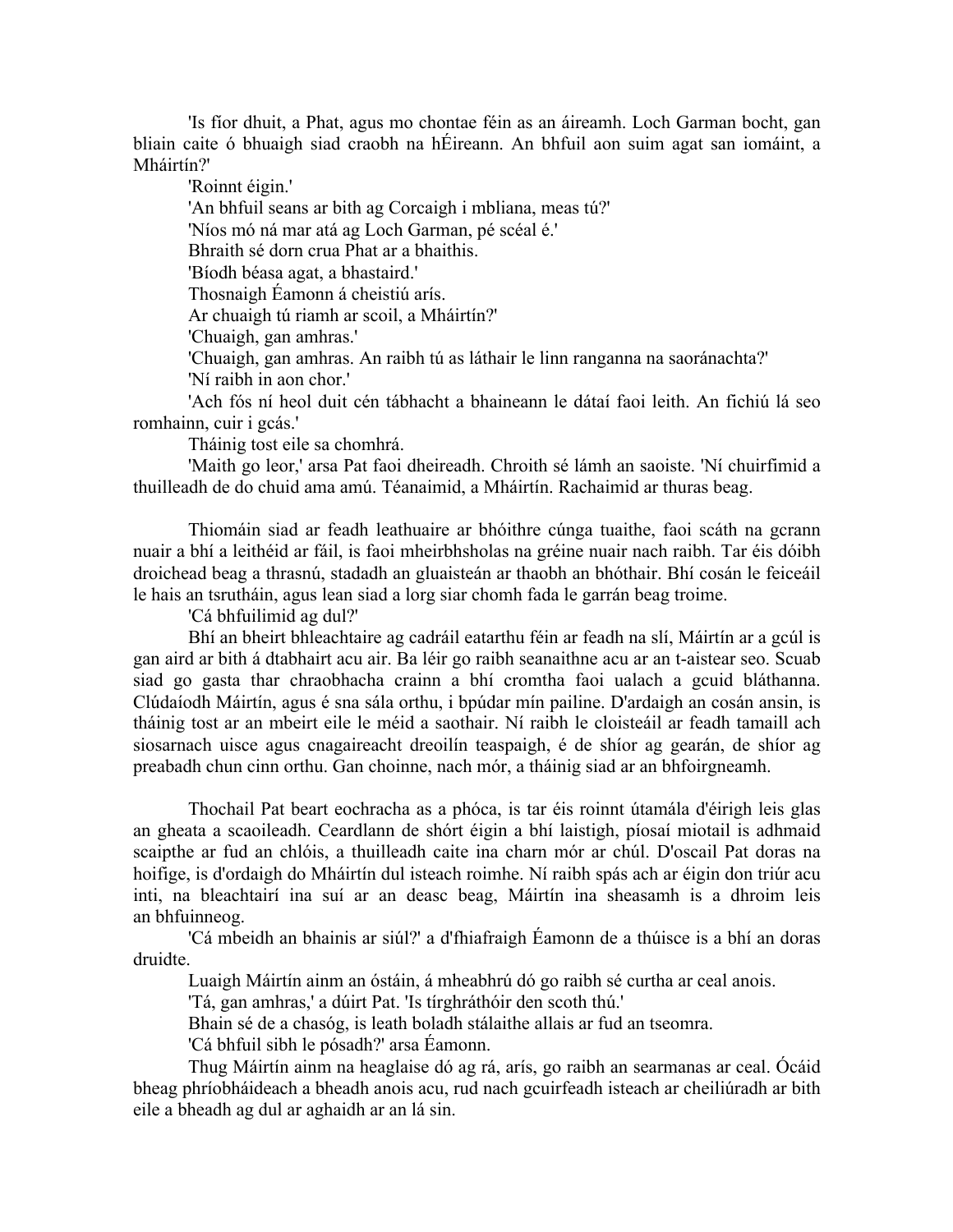'Is fíor dhuit, a Phat, agus mo chontae féin as an áireamh. Loch Garman bocht, gan bliain caite ó bhuaigh siad craobh na hÉireann. An bhfuil aon suim agat san iomáint, a Mháirtín?'

'Roinnt éigin.'

'An bhfuil seans ar bith ag Corcaigh i mbliana, meas tú?'

'Níos mó ná mar atá ag Loch Garman, pé scéal é.'

Bhraith sé dorn crua Phat ar a bhaithis.

'Bíodh béasa agat, a bhastaird.'

Thosnaigh Éamonn á cheistiú arís.

Ar chuaigh tú riamh ar scoil, a Mháirtín?'

'Chuaigh, gan amhras.'

'Chuaigh, gan amhras. An raibh tú as láthair le linn ranganna na saoránachta?'

'Ní raibh in aon chor.'

'Ach fós ní heol duit cén tábhacht a bhaineann le dátaí faoi leith. An fichiú lá seo romhainn, cuir i gcás.'

Tháinig tost eile sa chomhrá.

'Maith go leor,' arsa Pat faoi dheireadh. Chroith sé lámh an saoiste. 'Ní chuirfimid a thuilleadh de do chuid ama amú. Téanaimid, a Mháirtín. Rachaimid ar thuras beag.

Thiomáin siad ar feadh leathuaire ar bhóithre cúnga tuaithe, faoi scáth na gcrann nuair a bhí a leithéid ar fáil, is faoi mheirbhsholas na gréine nuair nach raibh. Tar éis dóibh droichead beag a thrasnú, stadadh an gluaisteán ar thaobh an bhóthair. Bhí cosán le feiceáil le hais an tsrutháin, agus lean siad a lorg siar chomh fada le garrán beag troime.

'Cá bhfuilimid ag dul?'

Bhí an bheirt bhleachtaire ag cadráil eatarthu féin ar feadh na slí, Máirtín ar a gcúl is gan aird ar bith á dtabhairt acu air. Ba léir go raibh seanaithne acu ar an t-aistear seo. Scuab siad go gasta thar chraobhacha crainn a bhí cromtha faoi ualach a gcuid bláthanna. Clúdaíodh Máirtín, agus é sna sála orthu, i bpúdar mín pailine. D'ardaigh an cosán ansin, is tháinig tost ar an mbeirt eile le méid a saothair. Ní raibh le cloisteáil ar feadh tamaill ach siosarnach uisce agus cnagaireacht dreoilín teaspaigh, é de shíor ag gearán, de shíor ag preabadh chun cinn orthu. Gan choinne, nach mór, a tháinig siad ar an bhfoirgneamh.

Thochail Pat beart eochracha as a phóca, is tar éis roinnt útamála d'éirigh leis glas an gheata a scaoileadh. Ceardlann de shórt éigin a bhí laistigh, píosaí miotail is adhmaid scaipthe ar fud an chlóis, a thuilleadh caite ina charn mór ar chúl. D'oscail Pat doras na hoifige, is d'ordaigh do Mháirtín dul isteach roimhe. Ní raibh spás ach ar éigin don triúr acu inti, na bleachtairí ina suí ar an deasc beag, Máirtín ina sheasamh is a dhroim leis an bhfuinneog.

'Cá mbeidh an bhainis ar siúl?' a d'fhiafraigh Éamonn de a thúisce is a bhí an doras druidte.

Luaigh Máirtín ainm an óstáin, á mheabhrú dó go raibh sé curtha ar ceal anois.

'Tá, gan amhras,' a dúirt Pat. 'Is tírghráthóir den scoth thú.'

Bhain sé de a chasóg, is leath boladh stálaithe allais ar fud an tseomra.

'Cá bhfuil sibh le pósadh?' arsa Éamonn.

Thug Máirtín ainm na heaglaise dó ag rá, arís, go raibh an searmanas ar ceal. Ócáid bheag phríobháideach a bheadh anois acu, rud nach gcuirfeadh isteach ar cheiliúradh ar bith eile a bheadh ag dul ar aghaidh ar an lá sin.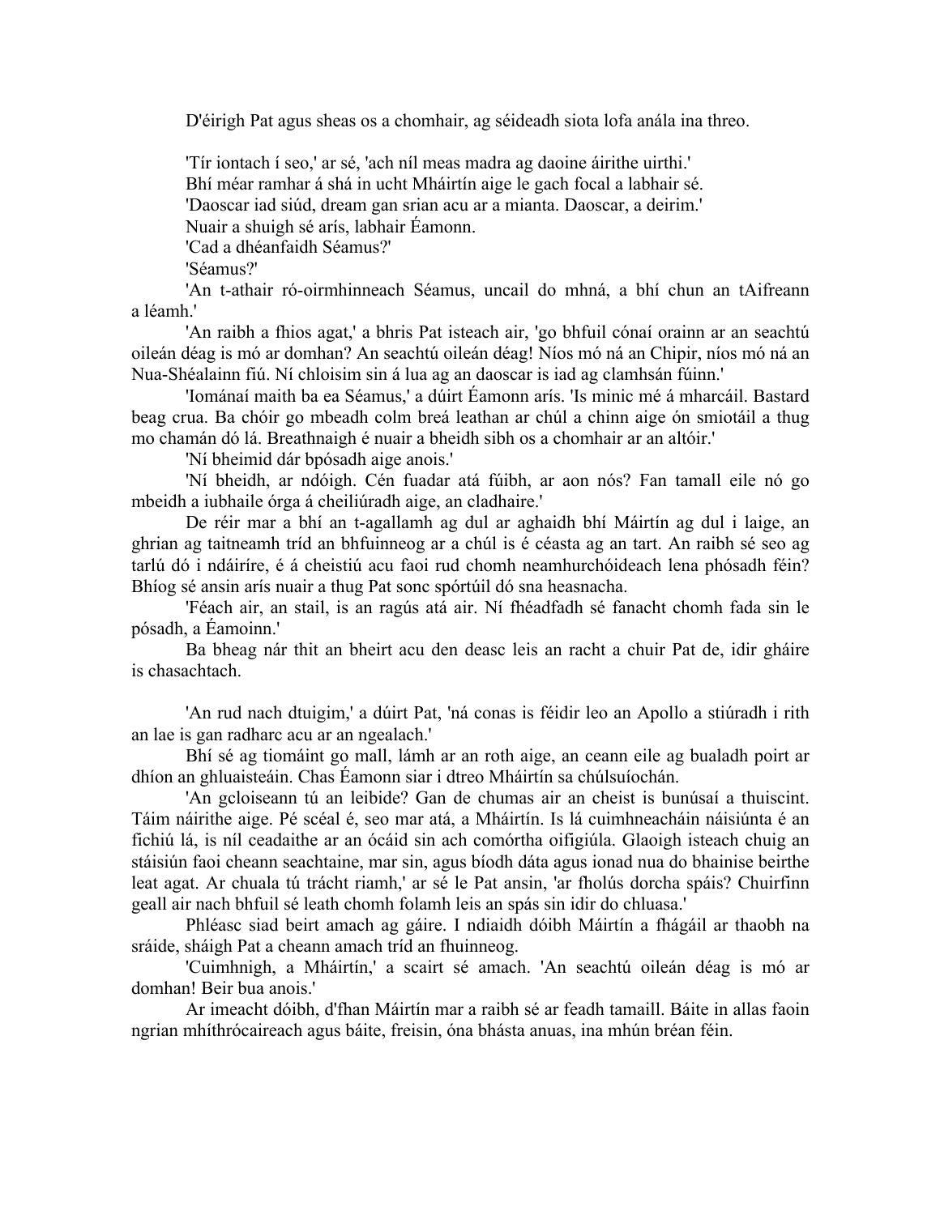D'éirigh Pat agus sheas os a chomhair, ag séideadh siota lofa anála ina threo.

'Tír iontach í seo,' ar sé, 'ach níl meas madra ag daoine áirithe uirthi.'

Bhí méar ramhar á shá in ucht Mháirtín aige le gach focal a labhair sé.

'Daoscar iad siúd, dream gan srian acu ar a mianta. Daoscar, a deirim.'

Nuair a shuigh sé arís, labhair Éamonn.

'Cad a dhéanfaidh Séamus?'

'Séamus?'

'An t-athair ró-oirmhinneach Séamus, uncail do mhná, a bhí chun an tAifreann a léamh.'

'An raibh a fhios agat,' a bhris Pat isteach air, 'go bhfuil cónaí orainn ar an seachtú oileán déag is mó ar domhan? An seachtú oileán déag! Níos mó ná an Chipir, níos mó ná an Nua-Shéalainn fiú. Ní chloisim sin á lua ag an daoscar is iad ag clamhsán fúinn.'

'Iománaí maith ba ea Séamus,' a dúirt Éamonn arís. 'Is minic mé á mharcáil. Bastard beag crua. Ba chóir go mbeadh colm breá leathan ar chúl a chinn aige ón smiotáil a thug mo chamán dó lá. Breathnaigh é nuair a bheidh sibh os a chomhair ar an altóir.'

'Ní bheimid dár bpósadh aige anois.'

'Ní bheidh, ar ndóigh. Cén fuadar atá fúibh, ar aon nós? Fan tamall eile nó go mbeidh a iubhaile órga á cheiliúradh aige, an cladhaire.'

De réir mar a bhí an t-agallamh ag dul ar aghaidh bhí Máirtín ag dul i laige, an ghrian ag taitneamh tríd an bhfuinneog ar a chúl is é céasta ag an tart. An raibh sé seo ag tarlú dó i ndáiríre, é á cheistiú acu faoi rud chomh neamhurchóideach lena phósadh féin? Bhíog sé ansin arís nuair a thug Pat sonc spórtúil dó sna heasnacha.

'Féach air, an stail, is an ragús atá air. Ní fhéadfadh sé fanacht chomh fada sin le pósadh, a Éamoinn.'

Ba bheag nár thit an bheirt acu den deasc leis an racht a chuir Pat de, idir gháire is chasachtach.

'An rud nach dtuigim,' a dúirt Pat, 'ná conas is féidir leo an Apollo a stiúradh i rith an lae is gan radharc acu ar an ngealach.'

Bhí sé ag tiomáint go mall, lámh ar an roth aige, an ceann eile ag bualadh poirt ar dhíon an ghluaisteáin. Chas Éamonn siar i dtreo Mháirtín sa chúlsuíochán.

'An gcloiseann tú an leibide? Gan de chumas air an cheist is bunúsaí a thuiscint. Táim náirithe aige. Pé scéal é, seo mar atá, a Mháirtín. Is lá cuimhneacháin náisiúnta é an fichiú lá, is níl ceadaithe ar an ócáid sin ach comórtha oifigiúla. Glaoigh isteach chuig an stáisiún faoi cheann seachtaine, mar sin, agus bíodh dáta agus ionad nua do bhainise beirthe leat agat. Ar chuala tú trácht riamh,' ar sé le Pat ansin, 'ar fholús dorcha spáis? Chuirfinn geall air nach bhfuil sé leath chomh folamh leis an spás sin idir do chluasa.'

Phléasc siad beirt amach ag gáire. I ndiaidh dóibh Máirtín a fhágáil ar thaobh na sráide, sháigh Pat a cheann amach tríd an fhuinneog.

'Cuimhnigh, a Mháirtín,' a scairt sé amach. 'An seachtú oileán déag is mó ar domhan! Beir bua anois.'

Ar imeacht dóibh, d'fhan Máirtín mar a raibh sé ar feadh tamaill. Báite in allas faoin ngrian mhíthrócaireach agus báite, freisin, óna bhásta anuas, ina mhún bréan féin.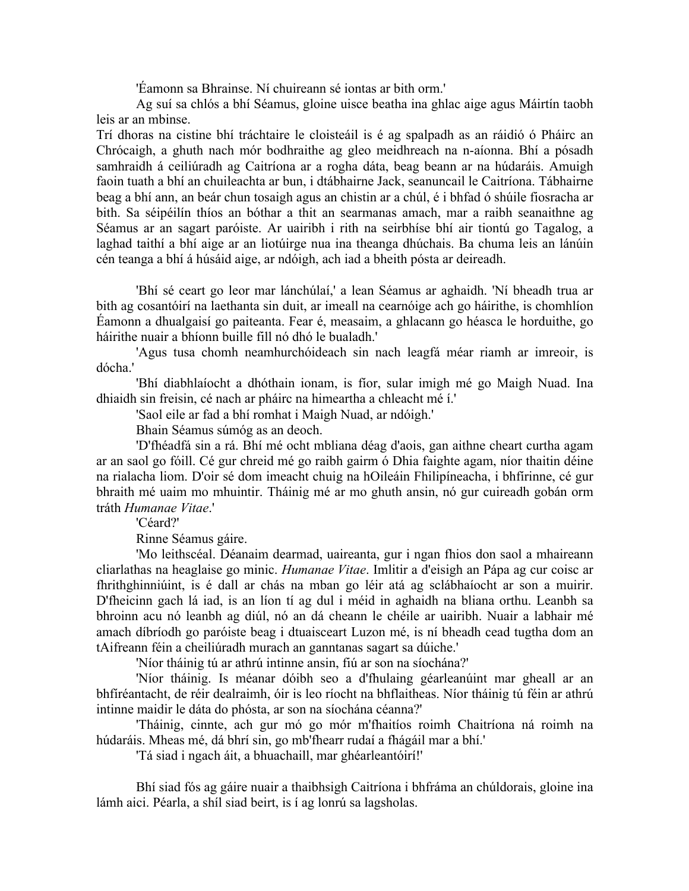'Éamonn sa Bhrainse. Ní chuireann sé iontas ar bith orm.'

Ag suí sa chlós a bhí Séamus, gloine uisce beatha ina ghlac aige agus Máirtín taobh leis ar an mbinse.

Trí dhoras na cistine bhí tráchtaire le cloisteáil is é ag spalpadh as an ráidió ó Pháirc an Chrócaigh, a ghuth nach mór bodhraithe ag gleo meidhreach na n-aíonna. Bhí a pósadh samhraidh á cheiliúradh ag Caitríona ar a rogha dáta, beag beann ar na húdaráis. Amuigh faoin tuath a bhí an chuileachta ar bun, i dtábhairne Jack, seanuncail le Caitríona. Tábhairne beag a bhí ann, an beár chun tosaigh agus an chistin ar a chúl, é i bhfad ó shúile fiosracha ar bith. Sa séipéilín thíos an bóthar a thit an searmanas amach, mar a raibh seanaithne ag Séamus ar an sagart paróiste. Ar uairibh i rith na seirbhíse bhí air tiontú go Tagalog, a laghad taithí a bhí aige ar an liotúirge nua ina theanga dhúchais. Ba chuma leis an lánúin cén teanga a bhí á húsáid aige, ar ndóigh, ach iad a bheith pósta ar deireadh.

'Bhí sé ceart go leor mar lánchúlaí,' a lean Séamus ar aghaidh. 'Ní bheadh trua ar bith ag cosantóirí na laethanta sin duit, ar imeall na cearnóige ach go háirithe, is chomhlíon Éamonn a dhualgaisí go paiteanta. Fear é, measaim, a ghlacann go héasca le horduithe, go háirithe nuair a bhíonn buille fill nó dhó le bualadh.'

'Agus tusa chomh neamhurchóideach sin nach leagfá méar riamh ar imreoir, is dócha.'

'Bhí diabhlaíocht a dhóthain ionam, is fíor, sular imigh mé go Maigh Nuad. Ina dhiaidh sin freisin, cé nach ar pháirc na himeartha a chleacht mé í.'

'Saol eile ar fad a bhí romhat i Maigh Nuad, ar ndóigh.'

Bhain Séamus súmóg as an deoch.

'D'fhéadfá sin a rá. Bhí mé ocht mbliana déag d'aois, gan aithne cheart curtha agam ar an saol go fóill. Cé gur chreid mé go raibh gairm ó Dhia faighte agam, níor thaitin déine na rialacha liom. D'oir sé dom imeacht chuig na hOileáin Fhilipíneacha, i bhfírinne, cé gur bhraith mé uaim mo mhuintir. Tháinig mé ar mo ghuth ansin, nó gur cuireadh gobán orm tráth *Humanae Vitae*.'

'Céard?'

Rinne Séamus gáire.

'Mo leithscéal. Déanaim dearmad, uaireanta, gur i ngan fhios don saol a mhaireann cliarlathas na heaglaise go minic. *Humanae Vitae*. Imlitir a d'eisigh an Pápa ag cur coisc ar fhrithghinniúint, is é dall ar chás na mban go léir atá ag sclábhaíocht ar son a muirir. D'fheicinn gach lá iad, is an líon tí ag dul i méid in aghaidh na bliana orthu. Leanbh sa bhroinn acu nó leanbh ag diúl, nó an dá cheann le chéile ar uairibh. Nuair a labhair mé amach díbríodh go paróiste beag i dtuaisceart Luzon mé, is ní bheadh cead tugtha dom an tAifreann féin a cheiliúradh murach an ganntanas sagart sa dúiche.'

'Níor tháinig tú ar athrú intinne ansin, fiú ar son na síochána?'

'Níor tháinig. Is méanar dóibh seo a d'fhulaing géarleanúint mar gheall ar an bhfíréantacht, de réir dealraimh, óir is leo ríocht na bhflaitheas. Níor tháinig tú féin ar athrú intinne maidir le dáta do phósta, ar son na síochána céanna?'

'Tháinig, cinnte, ach gur mó go mór m'fhaitíos roimh Chaitríona ná roimh na húdaráis. Mheas mé, dá bhrí sin, go mb'fhearr rudaí a fhágáil mar a bhí.'

'Tá siad i ngach áit, a bhuachaill, mar ghéarleantóirí!'

Bhí siad fós ag gáire nuair a thaibhsigh Caitríona i bhfráma an chúldorais, gloine ina lámh aici. Péarla, a shíl siad beirt, is í ag lonrú sa lagsholas.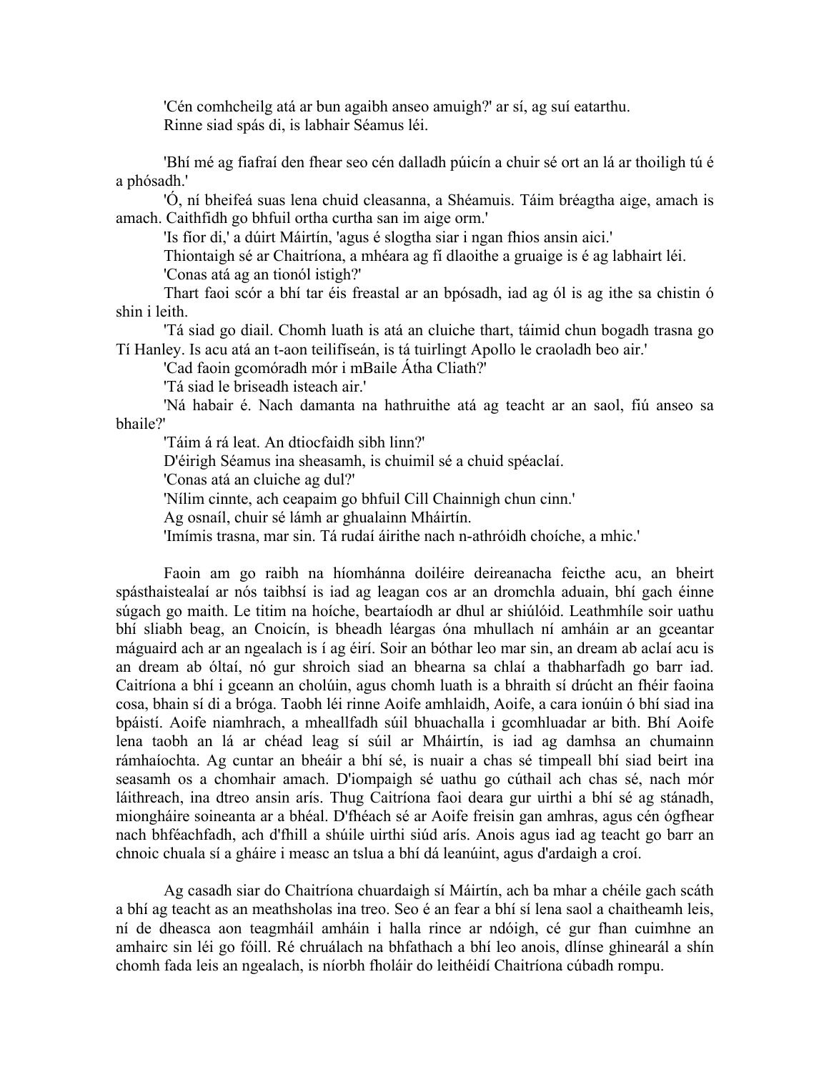'Cén comhcheilg atá ar bun agaibh anseo amuigh?' ar sí, ag suí eatarthu.

Rinne siad spás di, is labhair Séamus léi.

'Bhí mé ag fiafraí den fhear seo cén dalladh púicín a chuir sé ort an lá ar thoiligh tú é a phósadh.'

'Ó, ní bheifeá suas lena chuid cleasanna, a Shéamuis. Táim bréagtha aige, amach is amach. Caithfidh go bhfuil ortha curtha san im aige orm.'

'Is fíor di,' a dúirt Máirtín, 'agus é slogtha siar i ngan fhios ansin aici.'

Thiontaigh sé ar Chaitríona, a mhéara ag fí dlaoithe a gruaige is é ag labhairt léi.

'Conas atá ag an tionól istigh?'

Thart faoi scór a bhí tar éis freastal ar an bpósadh, iad ag ól is ag ithe sa chistin ó shin i leith.

'Tá siad go diail. Chomh luath is atá an cluiche thart, táimid chun bogadh trasna go Tí Hanley. Is acu atá an t-aon teilifíseán, is tá tuirlingt Apollo le craoladh beo air.'

'Cad faoin gcomóradh mór i mBaile Átha Cliath?'

'Tá siad le briseadh isteach air.'

'Ná habair é. Nach damanta na hathruithe atá ag teacht ar an saol, fiú anseo sa bhaile?'

'Táim á rá leat. An dtiocfaidh sibh linn?'

D'éirigh Séamus ina sheasamh, is chuimil sé a chuid spéaclaí.

'Conas atá an cluiche ag dul?'

'Nílim cinnte, ach ceapaim go bhfuil Cill Chainnigh chun cinn.'

Ag osnaíl, chuir sé lámh ar ghualainn Mháirtín.

'Imímis trasna, mar sin. Tá rudaí áirithe nach n-athróidh choíche, a mhic.'

Faoin am go raibh na híomhánna doiléire deireanacha feicthe acu, an bheirt spásthaistealaí ar nós taibhsí is iad ag leagan cos ar an dromchla aduain, bhí gach éinne súgach go maith. Le titim na hoíche, beartaíodh ar dhul ar shiúlóid. Leathmhíle soir uathu bhí sliabh beag, an Cnoicín, is bheadh léargas óna mhullach ní amháin ar an gceantar máguaird ach ar an ngealach is í ag éirí. Soir an bóthar leo mar sin, an dream ab aclaí acu is an dream ab óltaí, nó gur shroich siad an bhearna sa chlaí a thabharfadh go barr iad. Caitríona a bhí i gceann an cholúin, agus chomh luath is a bhraith sí drúcht an fhéir faoina cosa, bhain sí di a bróga. Taobh léi rinne Aoife amhlaidh, Aoife, a cara ionúin ó bhí siad ina bpáistí. Aoife niamhrach, a mheallfadh súil bhuachalla i gcomhluadar ar bith. Bhí Aoife lena taobh an lá ar chéad leag sí súil ar Mháirtín, is iad ag damhsa an chumainn rámhaíochta. Ag cuntar an bheáir a bhí sé, is nuair a chas sé timpeall bhí siad beirt ina seasamh os a chomhair amach. D'iompaigh sé uathu go cúthail ach chas sé, nach mór láithreach, ina dtreo ansin arís. Thug Caitríona faoi deara gur uirthi a bhí sé ag stánadh, miongháire soineanta ar a bhéal. D'fhéach sé ar Aoife freisin gan amhras, agus cén ógfhear nach bhféachfadh, ach d'fhill a shúile uirthi siúd arís. Anois agus iad ag teacht go barr an chnoic chuala sí a gháire i measc an tslua a bhí dá leanúint, agus d'ardaigh a croí.

Ag casadh siar do Chaitríona chuardaigh sí Máirtín, ach ba mhar a chéile gach scáth a bhí ag teacht as an meathsholas ina treo. Seo é an fear a bhí sí lena saol a chaitheamh leis, ní de dheasca aon teagmháil amháin i halla rince ar ndóigh, cé gur fhan cuimhne an amhairc sin léi go fóill. Ré chruálach na bhfathach a bhí leo anois, dlínse ghinearál a shín chomh fada leis an ngealach, is níorbh fholáir do leithéidí Chaitríona cúbadh rompu.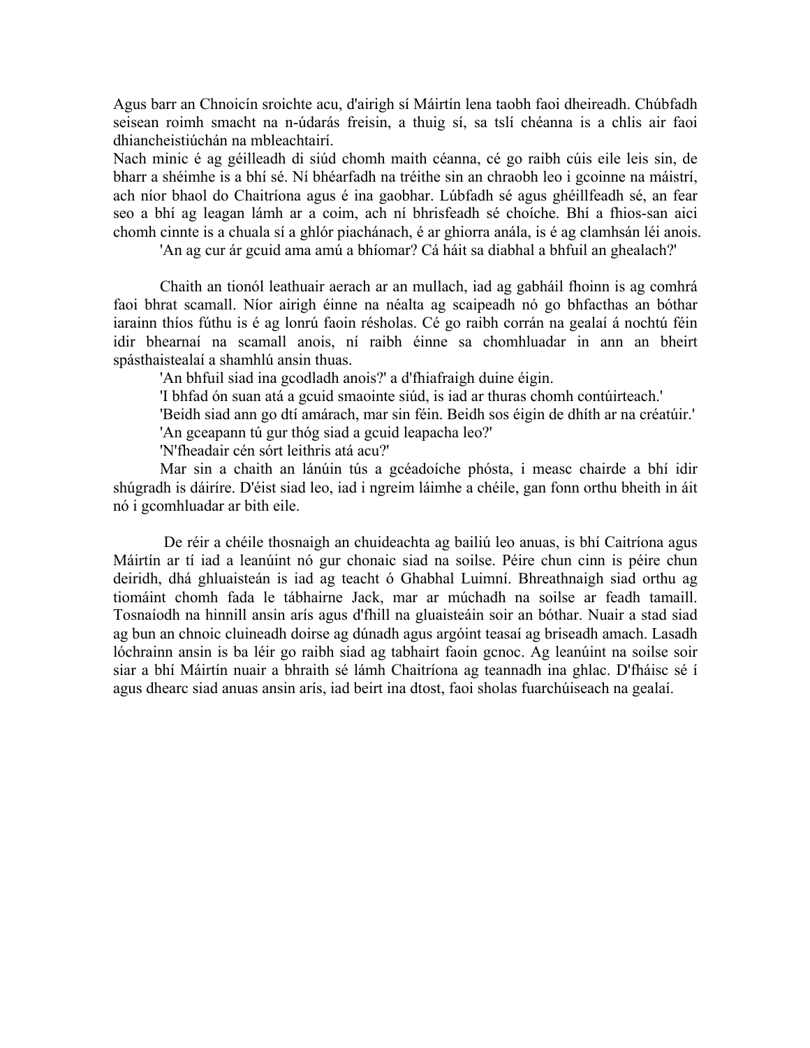Agus barr an Chnoicín sroichte acu, d'airigh sí Máirtín lena taobh faoi dheireadh. Chúbfadh seisean roimh smacht na n-údarás freisin, a thuig sí, sa tslí chéanna is a chlis air faoi dhiancheistiúchán na mbleachtairí.

Nach minic é ag géilleadh di siúd chomh maith céanna, cé go raibh cúis eile leis sin, de bharr a shéimhe is a bhí sé. Ní bhéarfadh na tréithe sin an chraobh leo i gcoinne na máistrí, ach níor bhaol do Chaitríona agus é ina gaobhar. Lúbfadh sé agus ghéillfeadh sé, an fear seo a bhí ag leagan lámh ar a coim, ach ní bhrisfeadh sé choíche. Bhí a fhios-san aici chomh cinnte is a chuala sí a ghlór piachánach, é ar ghiorra anála, is é ag clamhsán léi anois.

'An ag cur ár gcuid ama amú a bhíomar? Cá háit sa diabhal a bhfuil an ghealach?'

Chaith an tionól leathuair aerach ar an mullach, iad ag gabháil fhoinn is ag comhrá faoi bhrat scamall. Níor airigh éinne na néalta ag scaipeadh nó go bhfacthas an bóthar iarainn thíos fúthu is é ag lonrú faoin résholas. Cé go raibh corrán na gealaí á nochtú féin idir bhearnaí na scamall anois, ní raibh éinne sa chomhluadar in ann an bheirt spásthaistealaí a shamhlú ansin thuas.

'An bhfuil siad ina gcodladh anois?' a d'fhiafraigh duine éigin.

'I bhfad ón suan atá a gcuid smaointe siúd, is iad ar thuras chomh contúirteach.'

'Beidh siad ann go dtí amárach, mar sin féin. Beidh sos éigin de dhíth ar na créatúir.'

'An gceapann tú gur thóg siad a gcuid leapacha leo?'

'N'fheadair cén sórt leithris atá acu?'

Mar sin a chaith an lánúin tús a gcéadoíche phósta, i measc chairde a bhí idir shúgradh is dáiríre. D'éist siad leo, iad i ngreim láimhe a chéile, gan fonn orthu bheith in áit nó i gcomhluadar ar bith eile.

De réir a chéile thosnaigh an chuideachta ag bailiú leo anuas, is bhí Caitríona agus Máirtín ar tí iad a leanúint nó gur chonaic siad na soilse. Péire chun cinn is péire chun deiridh, dhá ghluaisteán is iad ag teacht ó Ghabhal Luimní. Bhreathnaigh siad orthu ag tiomáint chomh fada le tábhairne Jack, mar ar múchadh na soilse ar feadh tamaill. Tosnaíodh na hinnill ansin arís agus d'fhill na gluaisteáin soir an bóthar. Nuair a stad siad ag bun an chnoic cluineadh doirse ag dúnadh agus argóint teasaí ag briseadh amach. Lasadh lóchrainn ansin is ba léir go raibh siad ag tabhairt faoin gcnoc. Ag leanúint na soilse soir siar a bhí Máirtín nuair a bhraith sé lámh Chaitríona ag teannadh ina ghlac. D'fháisc sé í agus dhearc siad anuas ansin arís, iad beirt ina dtost, faoi sholas fuarchúiseach na gealaí.